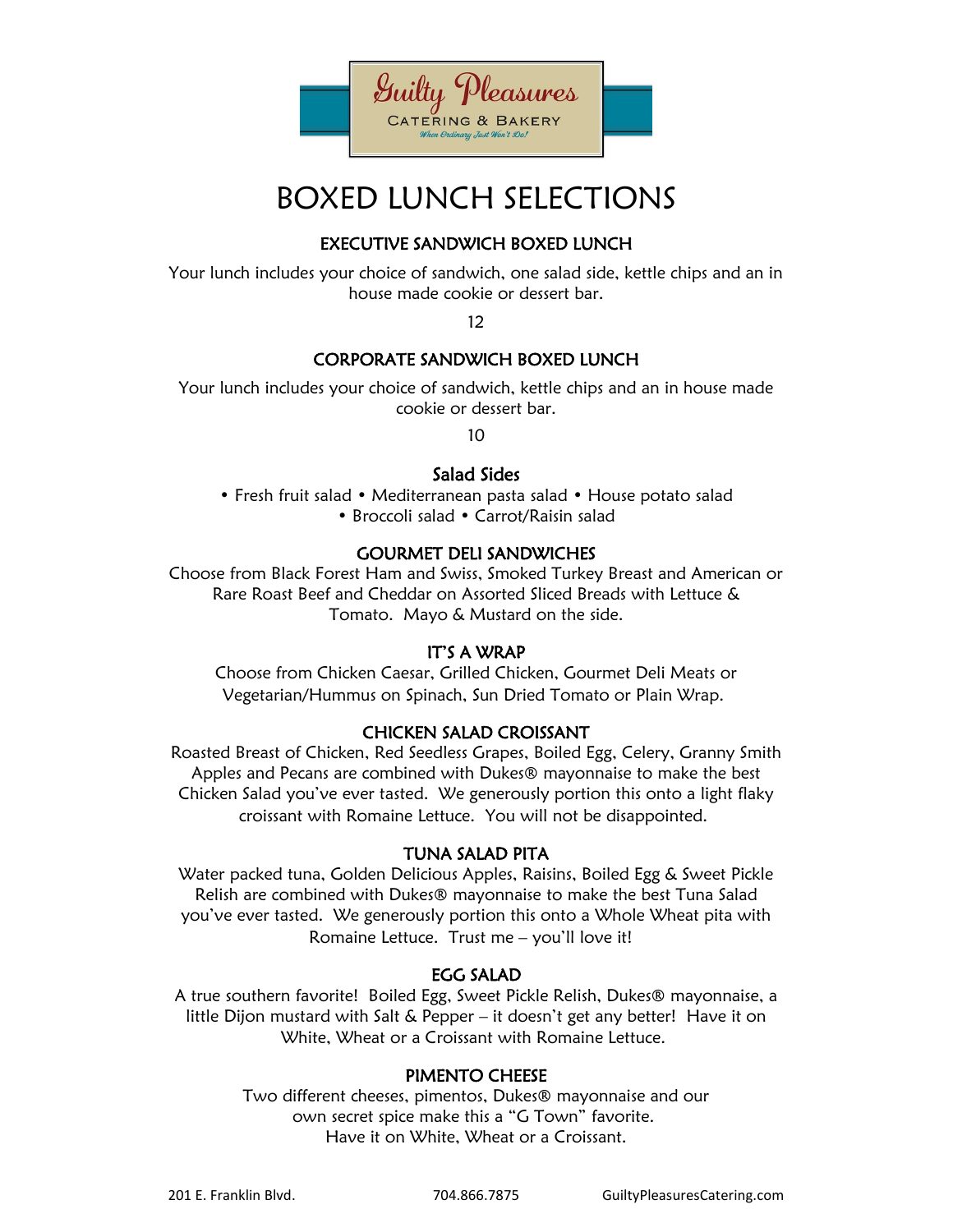Guilty Pleasures

CATERING & BAKERY

*When Ordinary Just Won't Do!*

# BOXED LUNCH SELECTIONS

## EXECUTIVE SANDWICH BOXED LUNCH

Your lunch includes your choice of sandwich, one salad side, kettle chips and an in house made cookie or dessert bar.

12

## CORPORATE SANDWICH BOXED LUNCH

Your lunch includes your choice of sandwich, kettle chips and an in house made cookie or dessert bar.

10

### Salad Sides

• Fresh fruit salad • Mediterranean pasta salad • House potato salad • Broccoli salad • Carrot/Raisin salad

## GOURMET DELI SANDWICHES

Choose from Black Forest Ham and Swiss, Smoked Turkey Breast and American or Rare Roast Beef and Cheddar on Assorted Sliced Breads with Lettuce & Tomato. Mayo & Mustard on the side.

## IT'S A WRAP

Choose from Chicken Caesar, Grilled Chicken, Gourmet Deli Meats or Vegetarian/Hummus on Spinach, Sun Dried Tomato or Plain Wrap.

## CHICKEN SALAD CROISSANT

Roasted Breast of Chicken, Red Seedless Grapes, Boiled Egg, Celery, Granny Smith Apples and Pecans are combined with Dukes® mayonnaise to make the best Chicken Salad you've ever tasted. We generously portion this onto a light flaky croissant with Romaine Lettuce. You will not be disappointed.

## TUNA SALAD PITA

Water packed tuna, Golden Delicious Apples, Raisins, Boiled Egg & Sweet Pickle Relish are combined with Dukes® mayonnaise to make the best Tuna Salad you've ever tasted. We generously portion this onto a Whole Wheat pita with Romaine Lettuce. Trust me – you'll love it!

## EGG SALAD

A true southern favorite! Boiled Egg, Sweet Pickle Relish, Dukes® mayonnaise, a little Dijon mustard with Salt & Pepper – it doesn't get any better! Have it on White, Wheat or a Croissant with Romaine Lettuce.

## PIMENTO CHEESE

Two different cheeses, pimentos, Dukes® mayonnaise and our own secret spice make this a "G Town" favorite. Have it on White, Wheat or a Croissant.

201 E. Franklin Blvd. 704.866.7875 GuiltyPleasuresCatering.com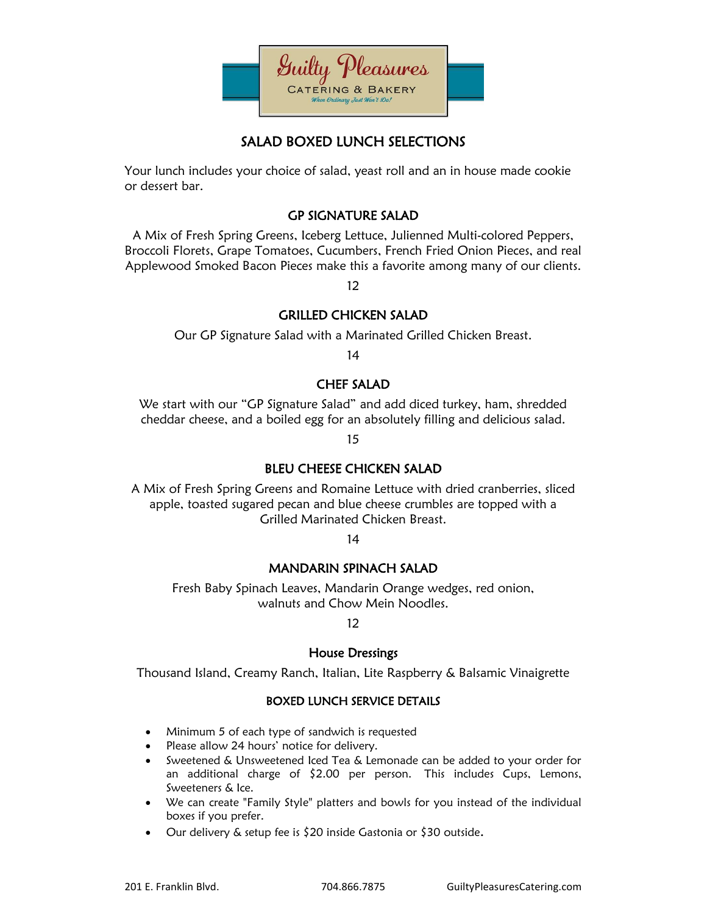Guilty Pleasures

CATERING & BAKERY

*When Ordinary Just Won't Do!*

## SALAD BOXED LUNCH SELECTIONS

Your lunch includes your choice of salad, yeast roll and an in house made cookie or dessert bar.

### GP SIGNATURE SALAD

A Mix of Fresh Spring Greens, Iceberg Lettuce, Julienned Multi-colored Peppers, Broccoli Florets, Grape Tomatoes, Cucumbers, French Fried Onion Pieces, and real Applewood Smoked Bacon Pieces make this a favorite among many of our clients.

12

### GRILLED CHICKEN SALAD

Our GP Signature Salad with a Marinated Grilled Chicken Breast.

14

### CHEF SALAD

We start with our "GP Signature Salad" and add diced turkey, ham, shredded cheddar cheese, and a boiled egg for an absolutely filling and delicious salad.

15

### BLEU CHEESE CHICKEN SALAD

A Mix of Fresh Spring Greens and Romaine Lettuce with dried cranberries, sliced apple, toasted sugared pecan and blue cheese crumbles are topped with a Grilled Marinated Chicken Breast.

14

### MANDARIN SPINACH SALAD

Fresh Baby Spinach Leaves, Mandarin Orange wedges, red onion, walnuts and Chow Mein Noodles.

12

### House Dressings

Thousand Island, Creamy Ranch, Italian, Lite Raspberry & Balsamic Vinaigrette

### BOXED LUNCH SERVICE DETAILS

- Minimum 5 of each type of sandwich is requested
- Please allow 24 hours' notice for delivery.
- Sweetened & Unsweetened Iced Tea & Lemonade can be added to your order for an additional charge of $2.00 per person. This includes Cups, Lemons, Sweeteners & Ice.
- We can create "Family Style" platters and bowls for you instead of the individual boxes if you prefer.
- Our delivery & setup fee is $20 inside Gastonia or $30 outside.

201 E. Franklin Blvd. 704.866.7875 GuiltyPleasuresCatering.com